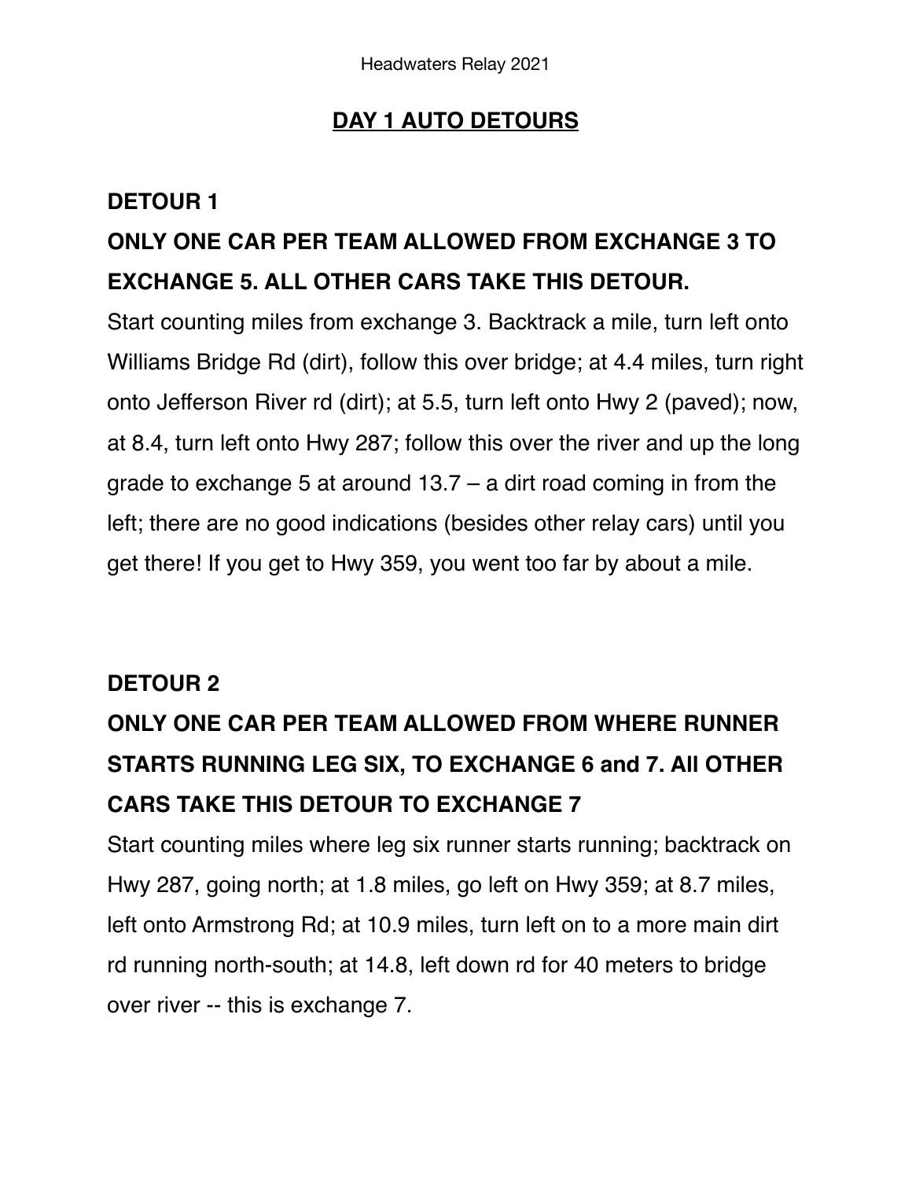# DAY 1 AUTO DETOURS

## DETOUR 1

## ONLY ONE CAR PER TEAM ALLOWED FROM EXCHANGE 3 TO EXCHANGE 5. ALL OTHER CARS TAKE THIS DETOUR.

Start counting miles from exchange 3. Backtrack a mile, turn left onto Williams Bridge Rd (dirt), follow this over bridge; at 4.4 miles, turn right onto Jefferson River rd (dirt); at 5.5, turn left onto Hwy 2 (paved); now, at 8.4, turn left onto Hwy 287; follow this over the river and up the long grade to exchange 5 at around 13.7 – a dirt road coming in from the left; there are no good indications (besides other relay cars) until you get there! If you get to Hwy 359, you went too far by about a mile.

## DETOUR 2

## ONLY ONE CAR PER TEAM ALLOWED FROM WHERE RUNNER STARTS RUNNING LEG SIX, TO EXCHANGE 6 and 7. All OTHER CARS TAKE THIS DETOUR TO EXCHANGE 7

Start counting miles where leg six runner starts running; backtrack on Hwy 287, going north; at 1.8 miles, go left on Hwy 359; at 8.7 miles, left onto Armstrong Rd; at 10.9 miles, turn left on to a more main dirt rd running north-south; at 14.8, left down rd for 40 meters to bridge over river -- this is exchange 7.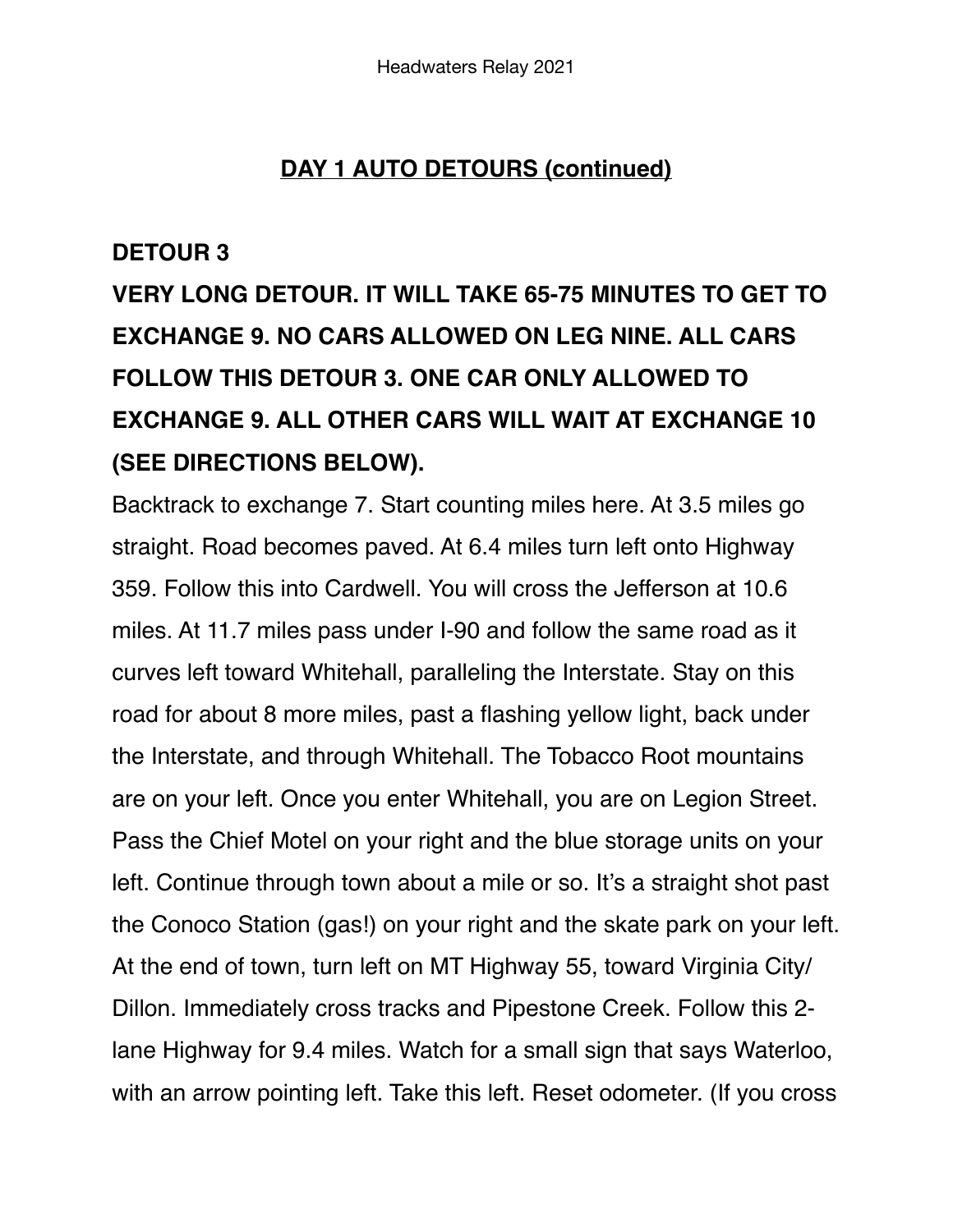## DAY 1 AUTO DETOURS (continued)

### DETOUR 3

### VERY LONG DETOUR. IT WILL TAKE 65-75 MINUTES TO GET TO EXCHANGE 9. NO CARS ALLOWED ON LEG NINE. ALL CARS FOLLOW THIS DETOUR 3. ONE CAR ONLY ALLOWED TO EXCHANGE 9. ALL OTHER CARS WILL WAIT AT EXCHANGE 10 (SEE DIRECTIONS BELOW).

Backtrack to exchange 7. Start counting miles here. At 3.5 miles go straight. Road becomes paved. At 6.4 miles turn left onto Highway 359. Follow this into Cardwell. You will cross the Jefferson at 10.6 miles. At 11.7 miles pass under I-90 and follow the same road as it curves left toward Whitehall, paralleling the Interstate. Stay on this road for about 8 more miles, past a flashing yellow light, back under the Interstate, and through Whitehall. The Tobacco Root mountains are on your left. Once you enter Whitehall, you are on Legion Street. Pass the Chief Motel on your right and the blue storage units on your left. Continue through town about a mile or so. It's a straight shot past the Conoco Station (gas!) on your right and the skate park on your left. At the end of town, turn left on MT Highway 55, toward Virginia City/ Dillon. Immediately cross tracks and Pipestone Creek. Follow this 2-lane Highway for 9.4 miles. Watch for a small sign that says Waterloo, with an arrow pointing left. Take this left. Reset odometer. (If you cross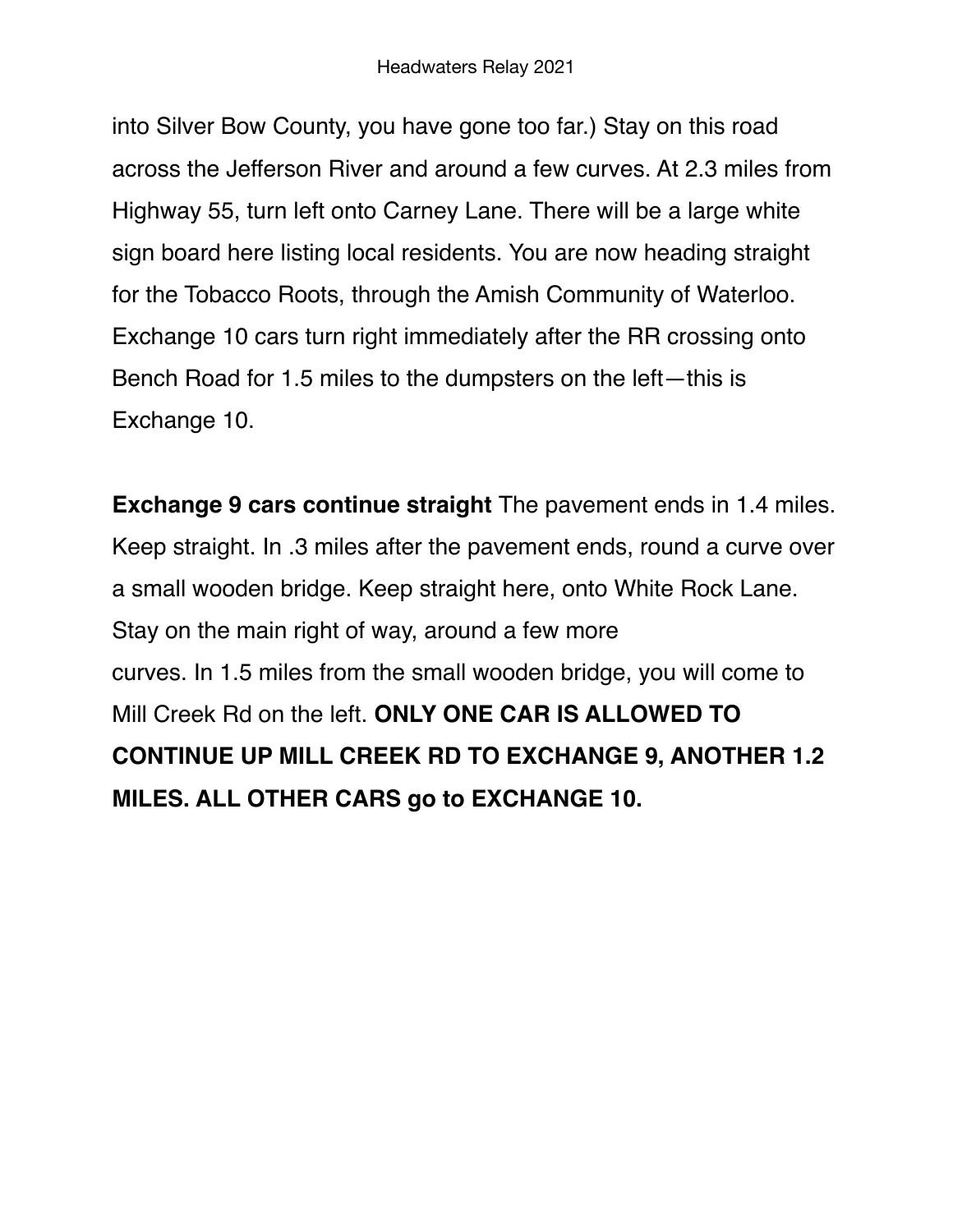into Silver Bow County, you have gone too far.) Stay on this road across the Jefferson River and around a few curves. At 2.3 miles from Highway 55, turn left onto Carney Lane. There will be a large white sign board here listing local residents. You are now heading straight for the Tobacco Roots, through the Amish Community of Waterloo. Exchange 10 cars turn right immediately after the RR crossing onto Bench Road for 1.5 miles to the dumpsters on the left—this is Exchange 10.

**Exchange 9 cars continue straight** The pavement ends in 1.4 miles. Keep straight. In .3 miles after the pavement ends, round a curve over a small wooden bridge. Keep straight here, onto White Rock Lane. Stay on the main right of way, around a few more curves. In 1.5 miles from the small wooden bridge, you will come to Mill Creek Rd on the left. **ONLY ONE CAR IS ALLOWED TO CONTINUE UP MILL CREEK RD TO EXCHANGE 9, ANOTHER 1.2 MILES. ALL OTHER CARS go to EXCHANGE 10.**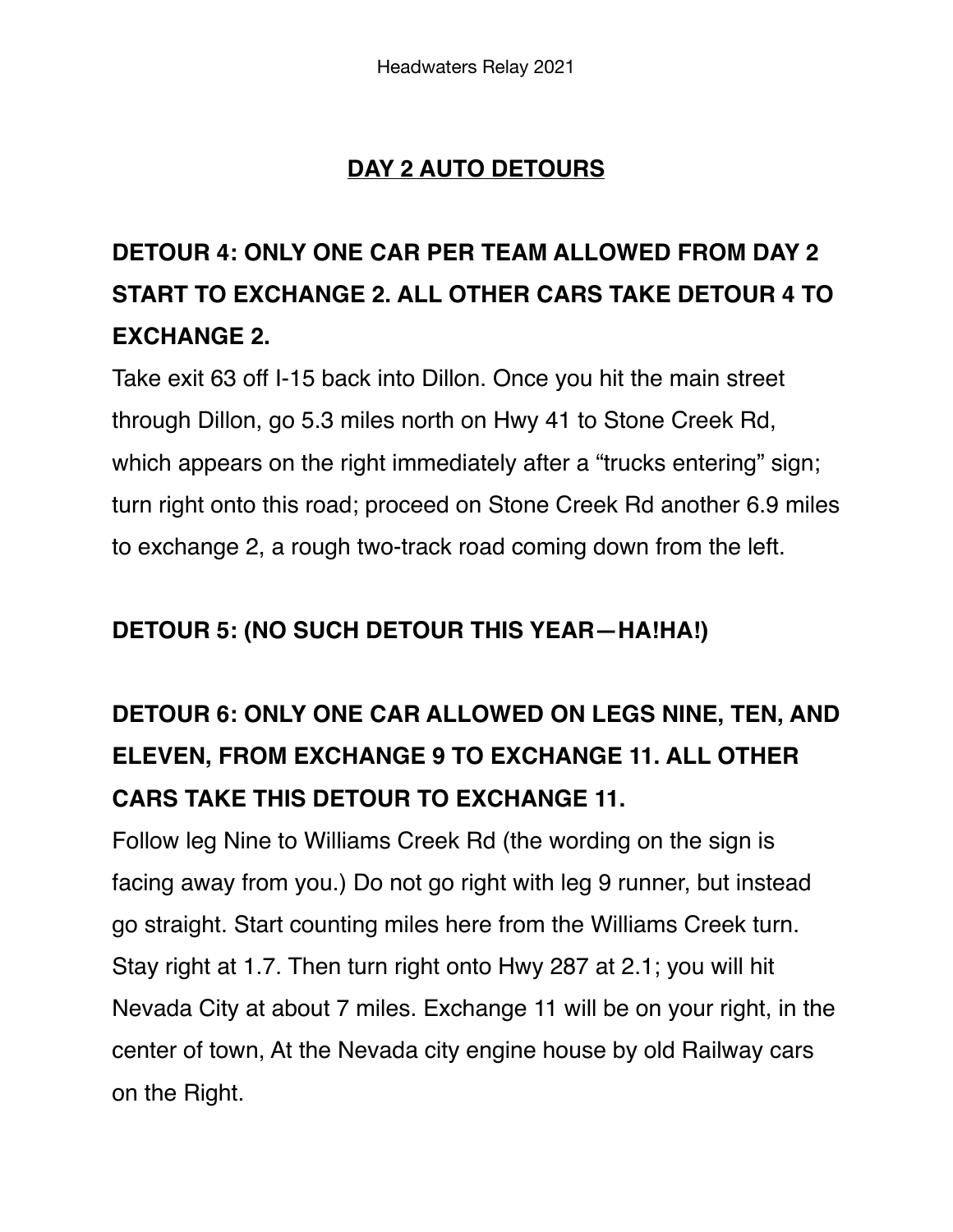## DAY 2 AUTO DETOURS

### DETOUR 4: ONLY ONE CAR PER TEAM ALLOWED FROM DAY 2 START TO EXCHANGE 2. ALL OTHER CARS TAKE DETOUR 4 TO EXCHANGE 2.

Take exit 63 off I-15 back into Dillon. Once you hit the main street through Dillon, go 5.3 miles north on Hwy 41 to Stone Creek Rd, which appears on the right immediately after a “trucks entering” sign; turn right onto this road; proceed on Stone Creek Rd another 6.9 miles to exchange 2, a rough two-track road coming down from the left.

**DETOUR 5: (NO SUCH DETOUR THIS YEAR—HA!HA!)**

### DETOUR 6: ONLY ONE CAR ALLOWED ON LEGS NINE, TEN, AND ELEVEN, FROM EXCHANGE 9 TO EXCHANGE 11. ALL OTHER CARS TAKE THIS DETOUR TO EXCHANGE 11.

Follow leg Nine to Williams Creek Rd (the wording on the sign is facing away from you.) Do not go right with leg 9 runner, but instead go straight. Start counting miles here from the Williams Creek turn. Stay right at 1.7. Then turn right onto Hwy 287 at 2.1; you will hit Nevada City at about 7 miles. Exchange 11 will be on your right, in the center of town, At the Nevada city engine house by old Railway cars on the Right.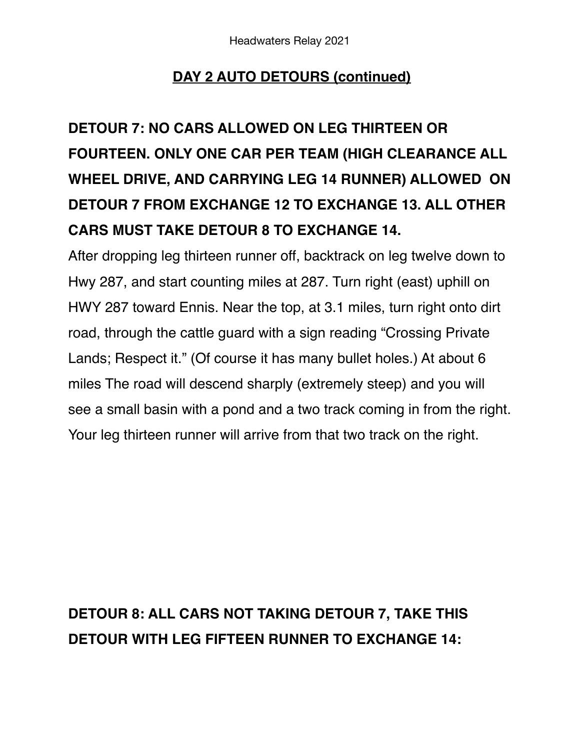## DAY 2 AUTO DETOURS (continued)

**DETOUR 7: NO CARS ALLOWED ON LEG THIRTEEN OR FOURTEEN. ONLY ONE CAR PER TEAM (HIGH CLEARANCE ALL WHEEL DRIVE, AND CARRYING LEG 14 RUNNER) ALLOWED ON DETOUR 7 FROM EXCHANGE 12 TO EXCHANGE 13. ALL OTHER CARS MUST TAKE DETOUR 8 TO EXCHANGE 14.**

After dropping leg thirteen runner off, backtrack on leg twelve down to Hwy 287, and start counting miles at 287. Turn right (east) uphill on HWY 287 toward Ennis. Near the top, at 3.1 miles, turn right onto dirt road, through the cattle guard with a sign reading “Crossing Private Lands; Respect it.” (Of course it has many bullet holes.) At about 6 miles The road will descend sharply (extremely steep) and you will see a small basin with a pond and a two track coming in from the right. Your leg thirteen runner will arrive from that two track on the right.

**DETOUR 8: ALL CARS NOT TAKING DETOUR 7, TAKE THIS DETOUR WITH LEG FIFTEEN RUNNER TO EXCHANGE 14:**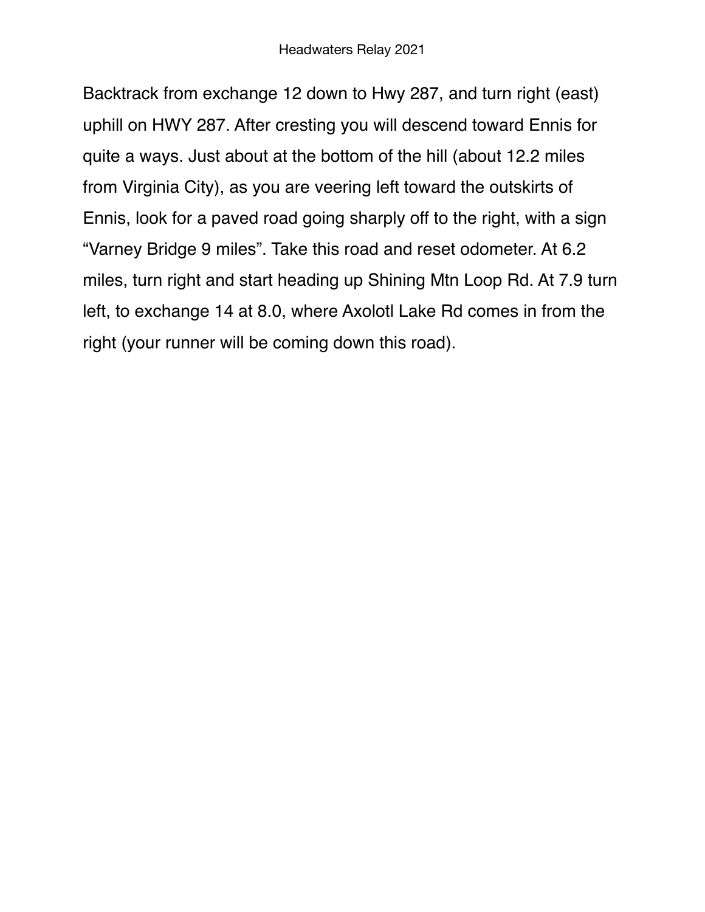Backtrack from exchange 12 down to Hwy 287, and turn right (east) uphill on HWY 287. After cresting you will descend toward Ennis for quite a ways. Just about at the bottom of the hill (about 12.2 miles from Virginia City), as you are veering left toward the outskirts of Ennis, look for a paved road going sharply off to the right, with a sign "Varney Bridge 9 miles". Take this road and reset odometer. At 6.2 miles, turn right and start heading up Shining Mtn Loop Rd. At 7.9 turn left, to exchange 14 at 8.0, where Axolotl Lake Rd comes in from the right (your runner will be coming down this road).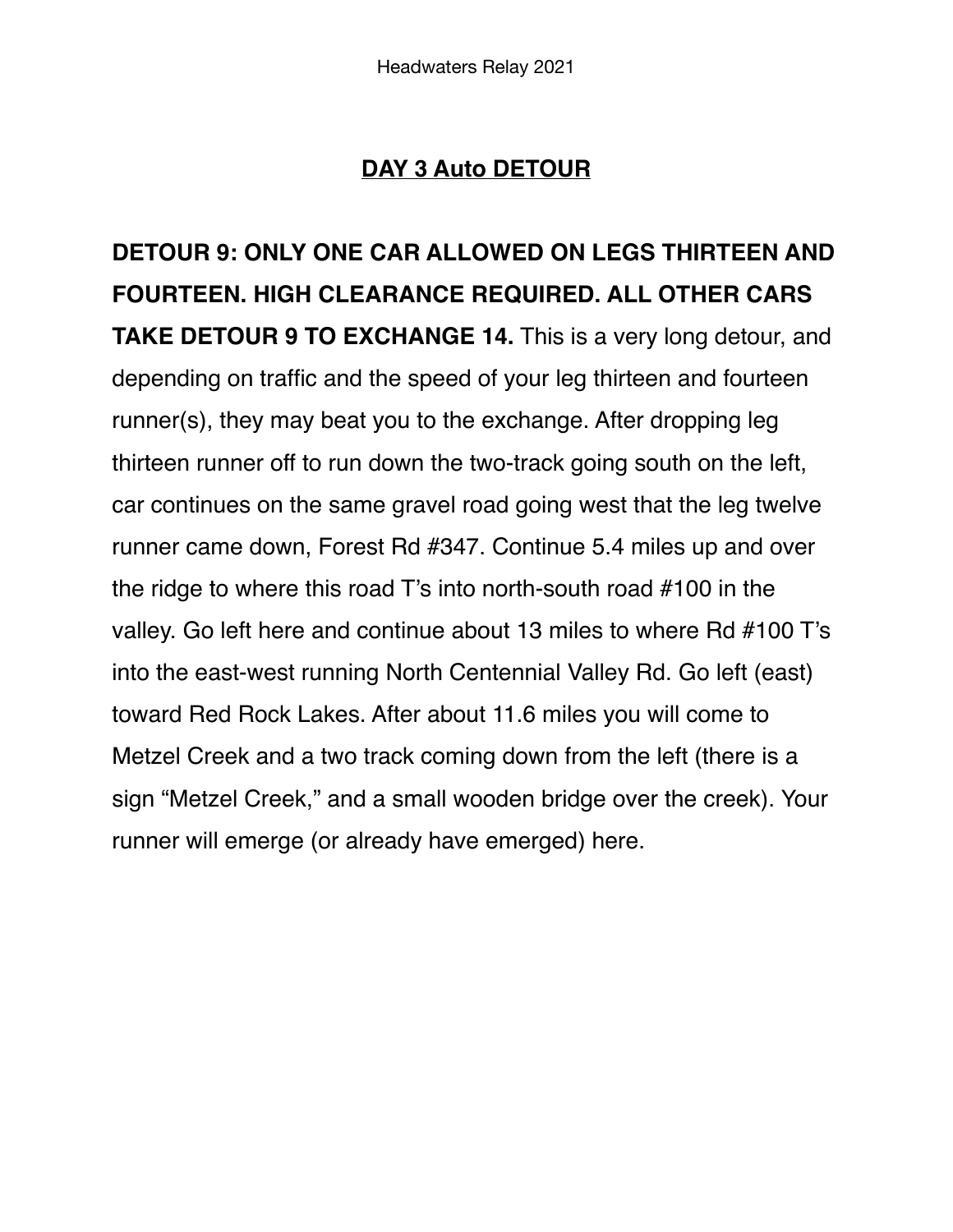## DAY 3 Auto DETOUR

**DETOUR 9: ONLY ONE CAR ALLOWED ON LEGS THIRTEEN AND FOURTEEN. HIGH CLEARANCE REQUIRED. ALL OTHER CARS TAKE DETOUR 9 TO EXCHANGE 14.** This is a very long detour, and depending on traffic and the speed of your leg thirteen and fourteen runner(s), they may beat you to the exchange. After dropping leg thirteen runner off to run down the two-track going south on the left, car continues on the same gravel road going west that the leg twelve runner came down, Forest Rd #347. Continue 5.4 miles up and over the ridge to where this road T's into north-south road #100 in the valley. Go left here and continue about 13 miles to where Rd #100 T's into the east-west running North Centennial Valley Rd. Go left (east) toward Red Rock Lakes. After about 11.6 miles you will come to Metzel Creek and a two track coming down from the left (there is a sign "Metzel Creek," and a small wooden bridge over the creek). Your runner will emerge (or already have emerged) here.